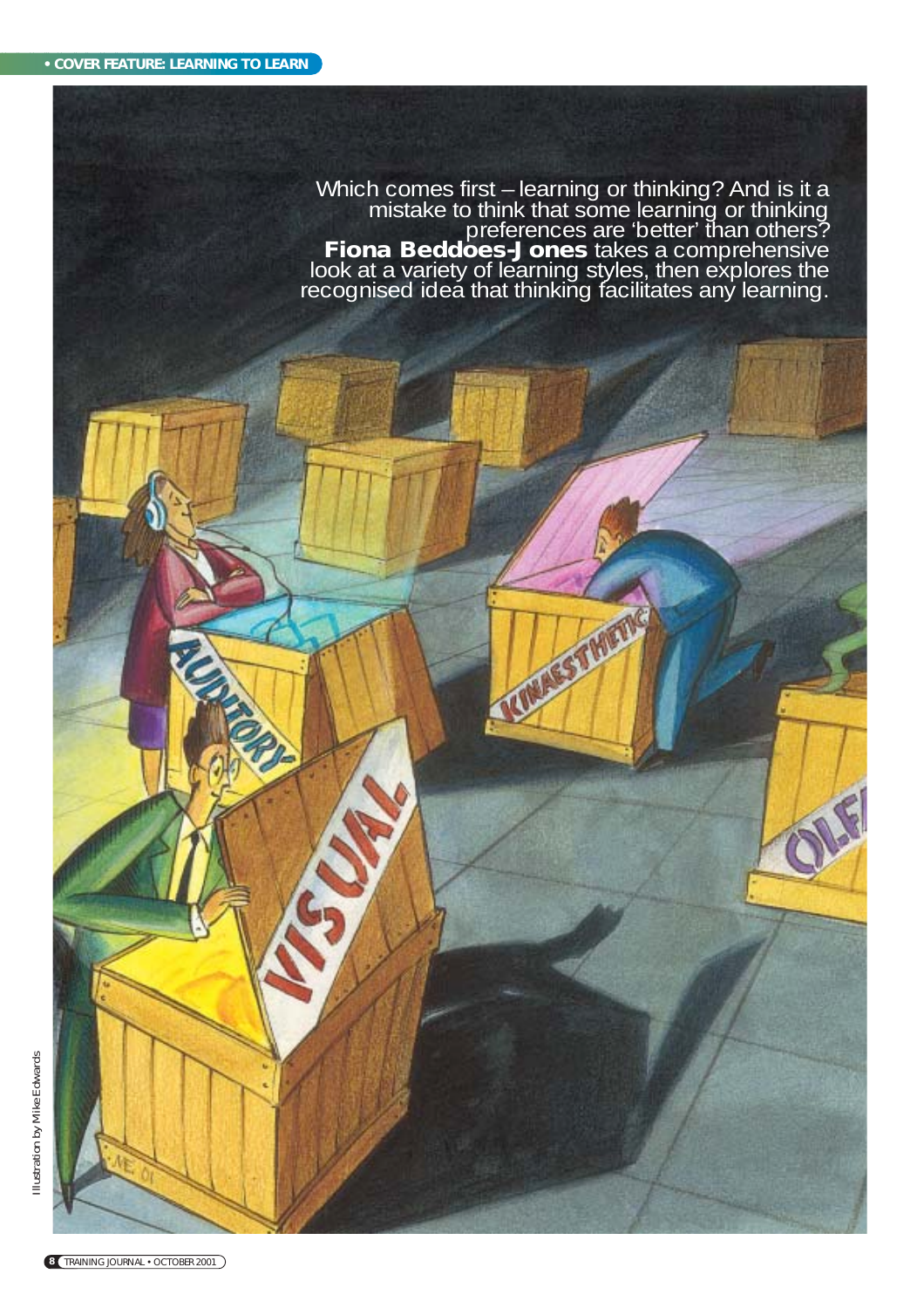Which comes first – learning or thinking? And is it a mistake to think that some learning or thinking preferences are 'better' than others? **Fiona Beddoes-Jones** takes a comprehensive look at a variety of learning styles, then explores the recognised idea that thinking facilitates any learning.

Illustration by Mike Edwards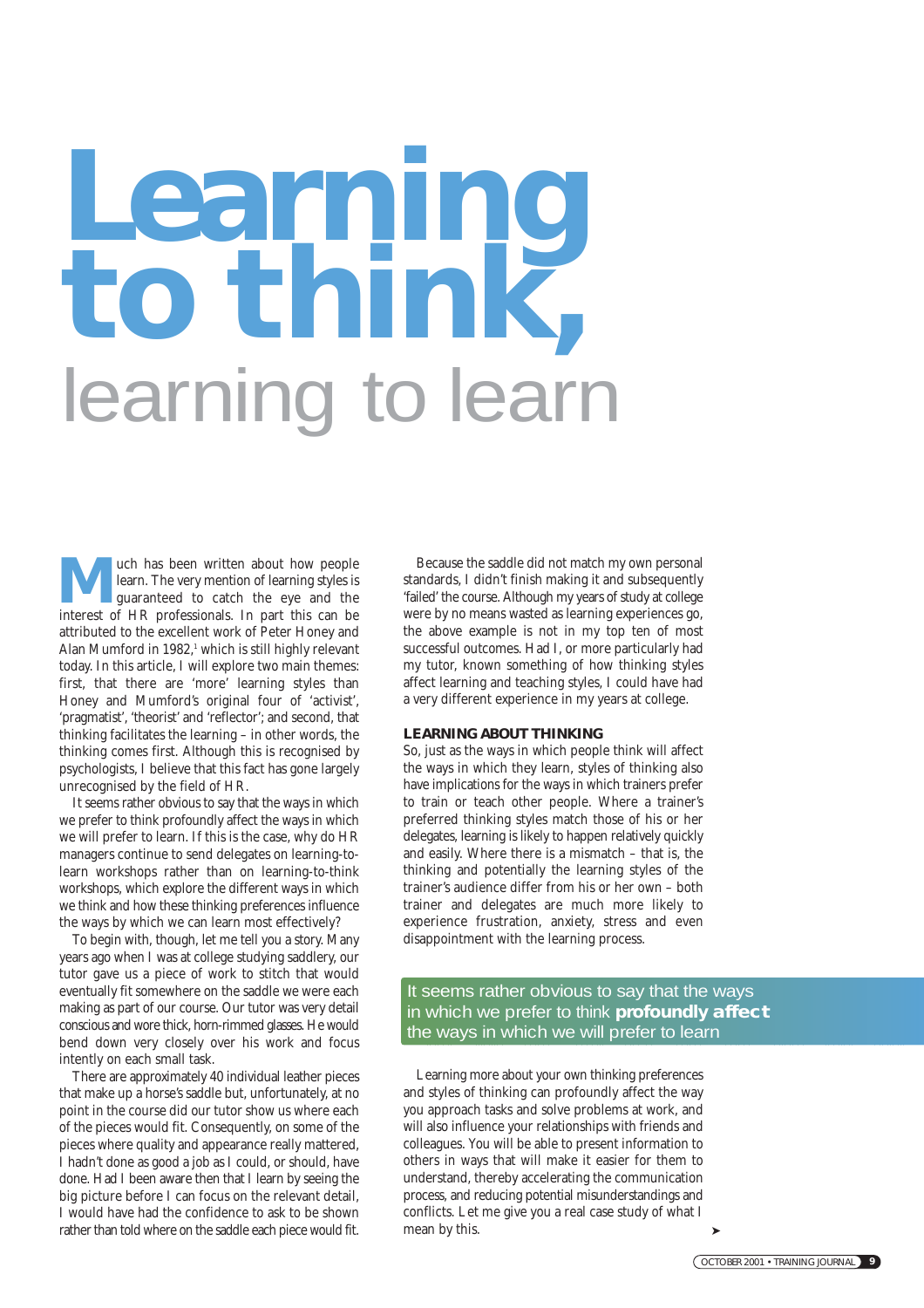# Learning to think, learning to learn

Much has been written about how people learn. The very mention of learning styles is guaranteed to catch the eye and the interest of HR professionals. In part this can be attributed to the excellent work of Peter Honey and Alan Mumford in 1982,[1] which is still highly relevant today. In this article, I will explore two main themes: first, that there are 'more' learning styles than Honey and Mumford's original four of 'activist', 'pragmatist', 'theorist' and 'reflector'; and second, that thinking facilitates the learning – in other words, the thinking comes first. Although this is recognised by psychologists, I believe that this fact has gone largely unrecognised by the field of HR.

It seems rather obvious to say that the ways in which we prefer to think profoundly affect the ways in which we will prefer to learn. If this is the case, why do HR managers continue to send delegates on learning-to-learn workshops rather than on learning-to-think workshops, which explore the different ways in which we think and how these thinking preferences influence the ways by which we can learn most effectively?

To begin with, though, let me tell you a story. Many years ago when I was at college studying saddlery, our tutor gave us a piece of work to stitch that would eventually fit somewhere on the saddle we were each making as part of our course. Our tutor was very detail conscious and wore thick, horn-rimmed glasses. He would bend down very closely over his work and focus intently on each small task.

There are approximately 40 individual leather pieces that make up a horse's saddle but, unfortunately, at no point in the course did our tutor show us where each of the pieces would fit. Consequently, on some of the pieces where quality and appearance really mattered, I hadn't done as good a job as I could, or should, have done. Had I been aware then that I learn by seeing the big picture before I can focus on the relevant detail, I would have had the confidence to ask to be shown rather than told where on the saddle each piece would fit.

Because the saddle did not match my own personal standards, I didn't finish making it and subsequently 'failed' the course. Although my years of study at college were by no means wasted as learning experiences go, the above example is not in my top ten of most successful outcomes. Had I, or more particularly had my tutor, known something of how thinking styles affect learning and teaching styles, I could have had a very different experience in my years at college.

**LEARNING ABOUT THINKING**

So, just as the ways in which people think will affect the ways in which they learn, styles of thinking also have implications for the ways in which trainers prefer to train or teach other people. Where a trainer's preferred thinking styles match those of his or her delegates, learning is likely to happen relatively quickly and easily. Where there is a mismatch – that is, the thinking and potentially the learning styles of the trainer's audience differ from his or her own – both trainer and delegates are much more likely to experience frustration, anxiety, stress and even disappointment with the learning process.

> It seems rather obvious to say that the ways in which we prefer to think **profoundly affect** the ways in which we will prefer to learn

Learning more about your own thinking preferences and styles of thinking can profoundly affect the way you approach tasks and solve problems at work, and will also influence your relationships with friends and colleagues. You will be able to present information to others in ways that will make it easier for them to understand, thereby accelerating the communication process, and reducing potential misunderstandings and conflicts. Let me give you a real case study of what I mean by this.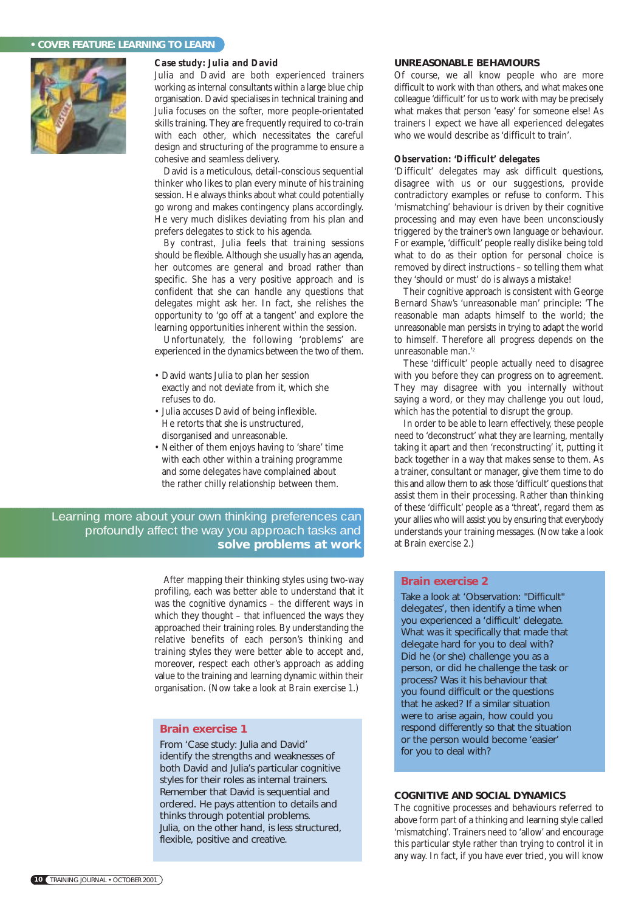### Case study: Julia and David

Julia and David are both experienced trainers working as internal consultants within a large blue chip organisation. David specialises in technical training and Julia focuses on the softer, more people-orientated skills training. They are frequently required to co-train with each other, which necessitates the careful design and structuring of the programme to ensure a cohesive and seamless delivery.

David is a meticulous, detail-conscious sequential thinker who likes to plan every minute of his training session. He always thinks about what could potentially go wrong and makes contingency plans accordingly. He very much dislikes deviating from his plan and prefers delegates to stick to his agenda.

By contrast, Julia feels that training sessions should be flexible. Although she usually has an agenda, her outcomes are general and broad rather than specific. She has a very positive approach and is confident that she can handle any questions that delegates might ask her. In fact, she relishes the opportunity to 'go off at a tangent' and explore the learning opportunities inherent within the session.

Unfortunately, the following 'problems' are experienced in the dynamics between the two of them.

- David wants Julia to plan her session exactly and not deviate from it, which she refuses to do.
- Julia accuses David of being inflexible. He retorts that she is unstructured, disorganised and unreasonable.
- Neither of them enjoys having to 'share' time with each other within a training programme and some delegates have complained about the rather chilly relationship between them.

> Learning more about your own thinking preferences can profoundly affect the way you approach tasks and **solve problems at work**

After mapping their thinking styles using two-way profiling, each was better able to understand that it was the cognitive dynamics – the different ways in which they thought – that influenced the ways they approached their training roles. By understanding the relative benefits of each person's thinking and training styles they were better able to accept and, moreover, respect each other's approach as adding value to the training and learning dynamic within their organisation. (Now take a look at Brain exercise 1.)

### Brain exercise 1

From 'Case study: Julia and David' identify the strengths and weaknesses of both David and Julia's particular cognitive styles for their roles as internal trainers. Remember that David is sequential and ordered. He pays attention to details and thinks through potential problems. Julia, on the other hand, is less structured, flexible, positive and creative.

## UNREASONABLE BEHAVIOURS

Of course, we all know people who are more difficult to work with than others, and what makes one colleague 'difficult' for us to work with may be precisely what makes that person 'easy' for someone else! As trainers I expect we have all experienced delegates who we would describe as 'difficult to train'.

### Observation: 'Difficult' delegates

'Difficult' delegates may ask difficult questions, disagree with us or our suggestions, provide contradictory examples or refuse to conform. This 'mismatching' behaviour is driven by their cognitive processing and may even have been unconsciously triggered by the trainer's own language or behaviour. For example, 'difficult' people really dislike being told what to do as their option for personal choice is removed by direct instructions – so telling them what they 'should or must' do is always a mistake!

Their cognitive approach is consistent with George Bernard Shaw's 'unreasonable man' principle: 'The reasonable man adapts himself to the world; the unreasonable man persists in trying to adapt the world to himself. Therefore all progress depends on the unreasonable man.'[2]

These 'difficult' people actually need to disagree with you before they can progress on to agreement. They may disagree with you internally without saying a word, or they may challenge you out loud, which has the potential to disrupt the group.

In order to be able to learn effectively, these people need to 'deconstruct' what they are learning, mentally taking it apart and then 'reconstructing' it, putting it back together in a way that makes sense to them. As a trainer, consultant or manager, give them time to do this and allow them to ask those 'difficult' questions that assist them in their processing. Rather than thinking of these 'difficult' people as a 'threat', regard them as your allies who will assist you by ensuring that everybody understands your training messages. (Now take a look at Brain exercise 2.)

### Brain exercise 2

Take a look at 'Observation: "Difficult" delegates', then identify a time when you experienced a 'difficult' delegate. What was it specifically that made that delegate hard for you to deal with? Did he (or she) challenge you as a person, or did he challenge the task or process? Was it his behaviour that you found difficult or the questions that he asked? If a similar situation were to arise again, how could you respond differently so that the situation or the person would become 'easier' for you to deal with?

## COGNITIVE AND SOCIAL DYNAMICS

The cognitive processes and behaviours referred to above form part of a thinking and learning style called 'mismatching'. Trainers need to 'allow' and encourage this particular style rather than trying to control it in any way. In fact, if you have ever tried, you will know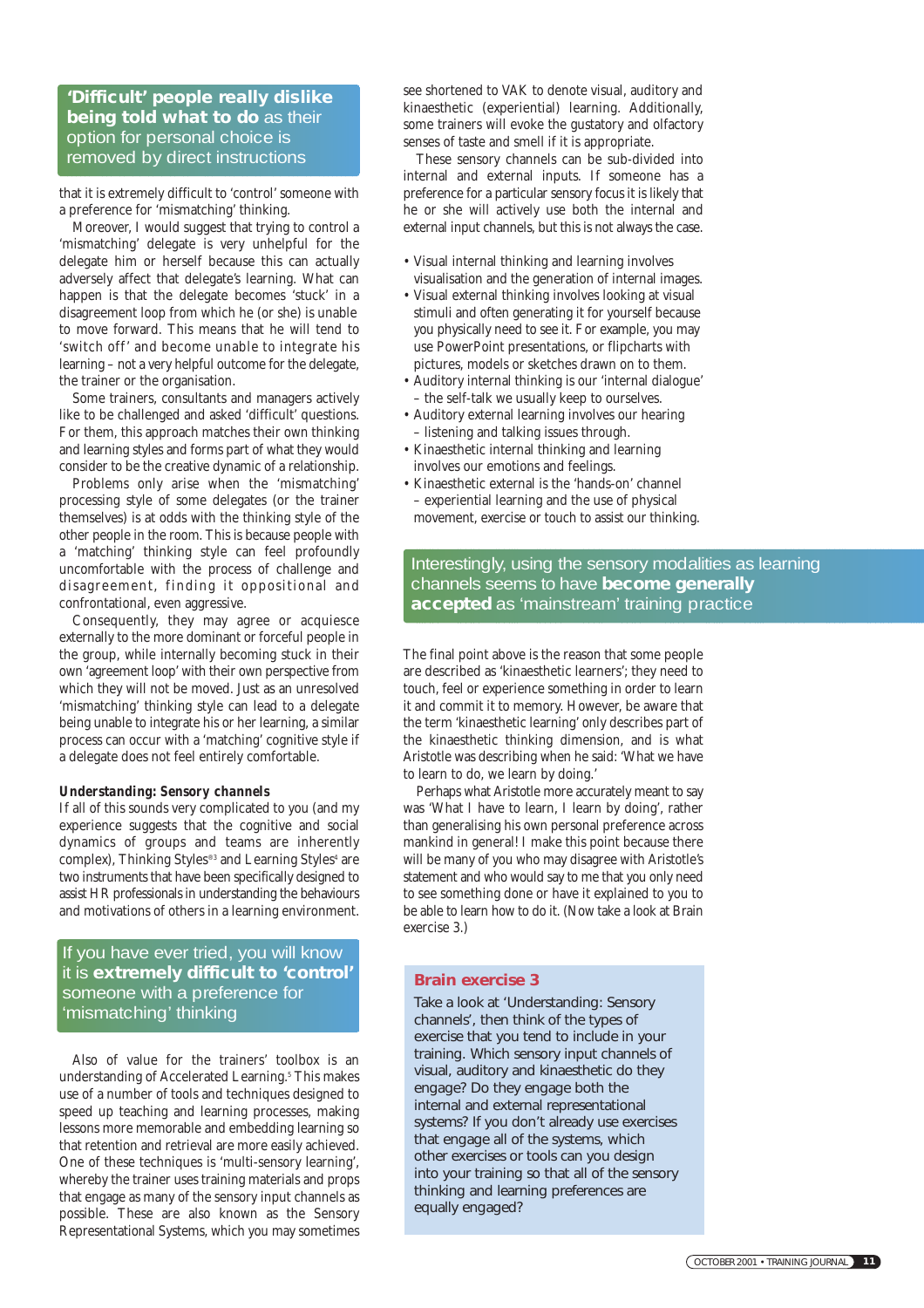> **'Difficult' people really dislike being told what to do** as their option for personal choice is removed by direct instructions

that it is extremely difficult to 'control' someone with a preference for 'mismatching' thinking.

Moreover, I would suggest that trying to control a 'mismatching' delegate is very unhelpful for the delegate him or herself because this can actually adversely affect that delegate's learning. What can happen is that the delegate becomes 'stuck' in a disagreement loop from which he (or she) is unable to move forward. This means that he will tend to 'switch off' and become unable to integrate his learning – not a very helpful outcome for the delegate, the trainer or the organisation.

Some trainers, consultants and managers actively like to be challenged and asked 'difficult' questions. For them, this approach matches their own thinking and learning styles and forms part of what they would consider to be the creative dynamic of a relationship.

Problems only arise when the 'mismatching' processing style of some delegates (or the trainer themselves) is at odds with the thinking style of the other people in the room. This is because people with a 'matching' thinking style can feel profoundly uncomfortable with the process of challenge and disagreement, finding it oppositional and confrontational, even aggressive.

Consequently, they may agree or acquiesce externally to the more dominant or forceful people in the group, while internally becoming stuck in their own 'agreement loop' with their own perspective from which they will not be moved. Just as an unresolved 'mismatching' thinking style can lead to a delegate being unable to integrate his or her learning, a similar process can occur with a 'matching' cognitive style if a delegate does not feel entirely comfortable.

### *Understanding: Sensory channels*

If all of this sounds very complicated to you (and my experience suggests that the cognitive and social dynamics of groups and teams are inherently complex), Thinking Styles®[3] and Learning Styles[4] are two instruments that have been specifically designed to assist HR professionals in understanding the behaviours and motivations of others in a learning environment.

> If you have ever tried, you will know it is **extremely difficult to 'control'** someone with a preference for 'mismatching' thinking

Also of value for the trainers' toolbox is an understanding of Accelerated Learning.[5] This makes use of a number of tools and techniques designed to speed up teaching and learning processes, making lessons more memorable and embedding learning so that retention and retrieval are more easily achieved. One of these techniques is 'multi-sensory learning', whereby the trainer uses training materials and props that engage as many of the sensory input channels as possible. These are also known as the Sensory Representational Systems, which you may sometimes see shortened to VAK to denote visual, auditory and kinaesthetic (experiential) learning. Additionally, some trainers will evoke the gustatory and olfactory senses of taste and smell if it is appropriate.

These sensory channels can be sub-divided into internal and external inputs. If someone has a preference for a particular sensory focus it is likely that he or she will actively use both the internal and external input channels, but this is not always the case.

- Visual internal thinking and learning involves visualisation and the generation of internal images.
- Visual external thinking involves looking at visual stimuli and often generating it for yourself because you physically need to see it. For example, you may use PowerPoint presentations, or flipcharts with pictures, models or sketches drawn on to them.
- Auditory internal thinking is our 'internal dialogue' – the self-talk we usually keep to ourselves.
- Auditory external learning involves our hearing – listening and talking issues through.
- Kinaesthetic internal thinking and learning involves our emotions and feelings.
- Kinaesthetic external is the 'hands-on' channel – experiential learning and the use of physical movement, exercise or touch to assist our thinking.

> Interestingly, using the sensory modalities as learning channels seems to have **become generally accepted** as 'mainstream' training practice

The final point above is the reason that some people are described as 'kinaesthetic learners'; they need to touch, feel or experience something in order to learn it and commit it to memory. However, be aware that the term 'kinaesthetic learning' only describes part of the kinaesthetic thinking dimension, and is what Aristotle was describing when he said: 'What we have to learn to do, we learn by doing.'

Perhaps what Aristotle more accurately meant to say was 'What I have to learn, I learn by doing', rather than generalising his own personal preference across mankind in general! I make this point because there will be many of you who may disagree with Aristotle's statement and who would say to me that you only need to see something done or have it explained to you to be able to learn how to do it. (Now take a look at Brain exercise 3.)

### Brain exercise 3

Take a look at 'Understanding: Sensory channels', then think of the types of exercise that you tend to include in your training. Which sensory input channels of visual, auditory and kinaesthetic do they engage? Do they engage both the internal and external representational systems? If you don't already use exercises that engage all of the systems, which other exercises or tools can you design into your training so that all of the sensory thinking and learning preferences are equally engaged?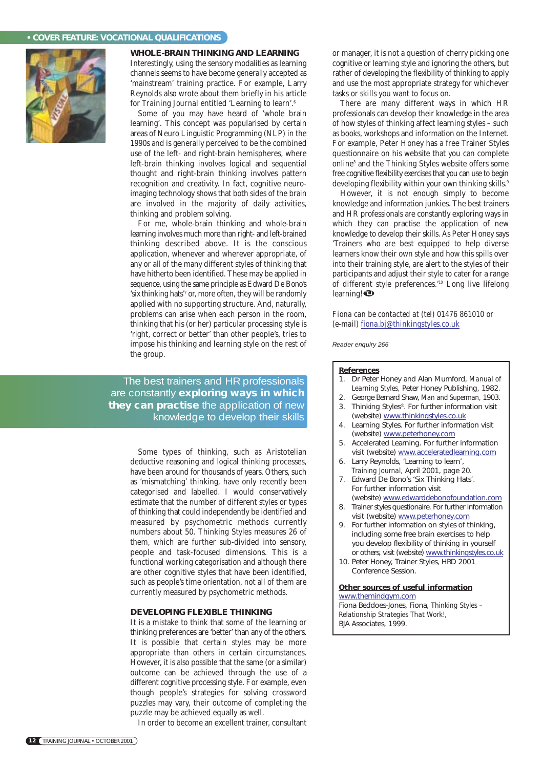## WHOLE-BRAIN THINKING AND LEARNING

Interestingly, using the sensory modalities as learning channels seems to have become generally accepted as 'mainstream' training practice. For example, Larry Reynolds also wrote about them briefly in his article for *Training Journal* entitled 'Learning to learn'.[6]

Some of you may have heard of 'whole brain learning'. This concept was popularised by certain areas of Neuro Linguistic Programming (NLP) in the 1990s and is generally perceived to be the combined use of the left- and right-brain hemispheres, where left-brain thinking involves logical and sequential thought and right-brain thinking involves pattern recognition and creativity. In fact, cognitive neuro-imaging technology shows that both sides of the brain are involved in the majority of daily activities, thinking and problem solving.

For me, whole-brain thinking and whole-brain learning involves much more than right- and left-brained thinking described above. It is the conscious application, whenever and wherever appropriate, of any or all of the many different styles of thinking that have hitherto been identified. These may be applied in sequence, using the same principle as Edward De Bono's 'six thinking hats'[7] or, more often, they will be randomly applied with no supporting structure. And, naturally, problems can arise when each person in the room, thinking that his (or her) particular processing style is 'right, correct or better' than other people's, tries to impose his thinking and learning style on the rest of the group.

> The best trainers and HR professionals are constantly **exploring ways in which they can practise** the application of new knowledge to develop their skills

Some types of thinking, such as Aristotelian deductive reasoning and logical thinking processes, have been around for thousands of years. Others, such as 'mismatching' thinking, have only recently been categorised and labelled. I would conservatively estimate that the number of different styles or types of thinking that could independently be identified and measured by psychometric methods currently numbers about 50. Thinking Styles measures 26 of them, which are further sub-divided into sensory, people and task-focused dimensions. This is a functional working categorisation and although there are other cognitive styles that have been identified, such as people's time orientation, not all of them are currently measured by psychometric methods.

## DEVELOPING FLEXIBLE THINKING

It is a mistake to think that some of the learning or thinking preferences are 'better' than any of the others. It is possible that certain styles may be more appropriate than others in certain circumstances. However, it is also possible that the same (or a similar) outcome can be achieved through the use of a different cognitive processing style. For example, even though people's strategies for solving crossword puzzles may vary, their outcome of completing the puzzle may be achieved equally as well.

In order to become an excellent trainer, consultant or manager, it is not a question of cherry picking one cognitive or learning style and ignoring the others, but rather of developing the flexibility of thinking to apply and use the most appropriate strategy for whichever tasks or skills you want to focus on.

There are many different ways in which HR professionals can develop their knowledge in the area of how styles of thinking affect learning styles – such as books, workshops and information on the Internet. For example, Peter Honey has a free Trainer Styles questionnaire on his website that you can complete online[8] and the Thinking Styles website offers some free cognitive flexibility exercises that you can use to begin developing flexibility within your own thinking skills.[9]

However, it is not enough simply to become knowledge and information junkies. The best trainers and HR professionals are constantly exploring ways in which they can practise the application of new knowledge to develop their skills. As Peter Honey says 'Trainers who are best equipped to help diverse learners know their own style and how this spills over into their training style, are alert to the styles of their participants and adjust their style to cater for a range of different style preferences.'[10] Long live lifelong learning!

*Fiona can be contacted at (tel) 01476 861010 or (e-mail) fiona.bj@thinkingstyles.co.uk*

*Reader enquiry 266*

### References

1. Dr Peter Honey and Alan Mumford, *Manual of Learning Styles*, Peter Honey Publishing, 1982.
2. George Bernard Shaw, *Man and Superman*, 1903.
3. Thinking Styles®. For further information visit (website) www.thinkingstyles.co.uk
4. Learning Styles. For further information visit (website) www.peterhoney.com
5. Accelerated Learning. For further information visit (website) www.acceleratedlearning.com
6. Larry Reynolds, 'Learning to learn', *Training Journal*, April 2001, page 20.
7. Edward De Bono's 'Six Thinking Hats'. For further information visit (website) www.edwarddebonofoundation.com
8. Trainer styles questionaire. For further information visit (website) www.peterhoney.com
9. For further information on styles of thinking, including some free brain exercises to help you develop flexibility of thinking in yourself or others, visit (website) www.thinkingstyles.co.uk
10. Peter Honey, Trainer Styles, HRD 2001 Conference Session.

### Other sources of useful information

www.themindgym.com

Fiona Beddoes-Jones, Fiona, *Thinking Styles – Relationship Strategies That Work!*, BJA Associates, 1999.